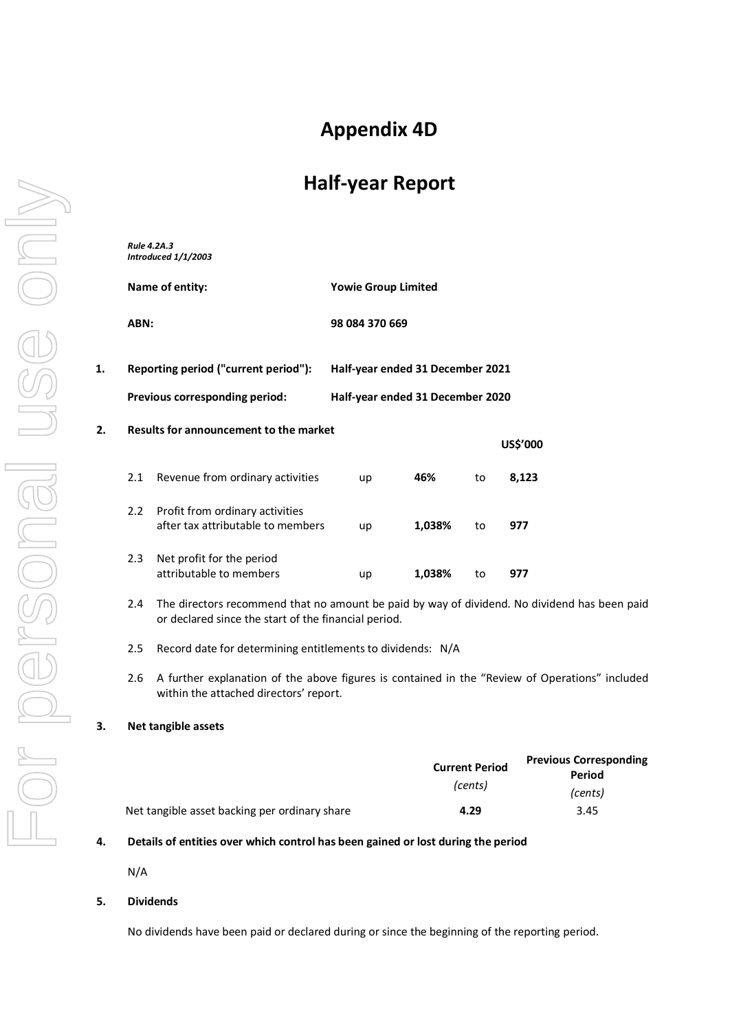# Appendix 4D

# Half-year Report

***Rule 4.2A.3***
***Introduced 1/1/2003***

| | |
|---|---|
| **Name of entity:** | **Yowie Group Limited** |
| **ABN:** | **98 084 370 669** |

**1. Reporting period ("current period"):** **Half-year ended 31 December 2021**

**Previous corresponding period:** **Half-year ended 31 December 2020**

**2. Results for announcement to the market**

| | | | | | US$'000 |
|---|---|---|---|---|---|
| 2.1 | Revenue from ordinary activities | up | **46%** | to | **8,123** |
| 2.2 | Profit from ordinary activities after tax attributable to members | up | **1,038%** | to | **977** |
| 2.3 | Net profit for the period attributable to members | up | **1,038%** | to | **977** |

2.4 The directors recommend that no amount be paid by way of dividend. No dividend has been paid or declared since the start of the financial period.

2.5 Record date for determining entitlements to dividends: N/A

2.6 A further explanation of the above figures is contained in the "Review of Operations" included within the attached directors' report.

**3. Net tangible assets**

| | **Current Period** *(cents)* | **Previous Corresponding Period** *(cents)* |
|---|---|---|
| Net tangible asset backing per ordinary share | **4.29** | 3.45 |

**4. Details of entities over which control has been gained or lost during the period**

N/A

**5. Dividends**

No dividends have been paid or declared during or since the beginning of the reporting period.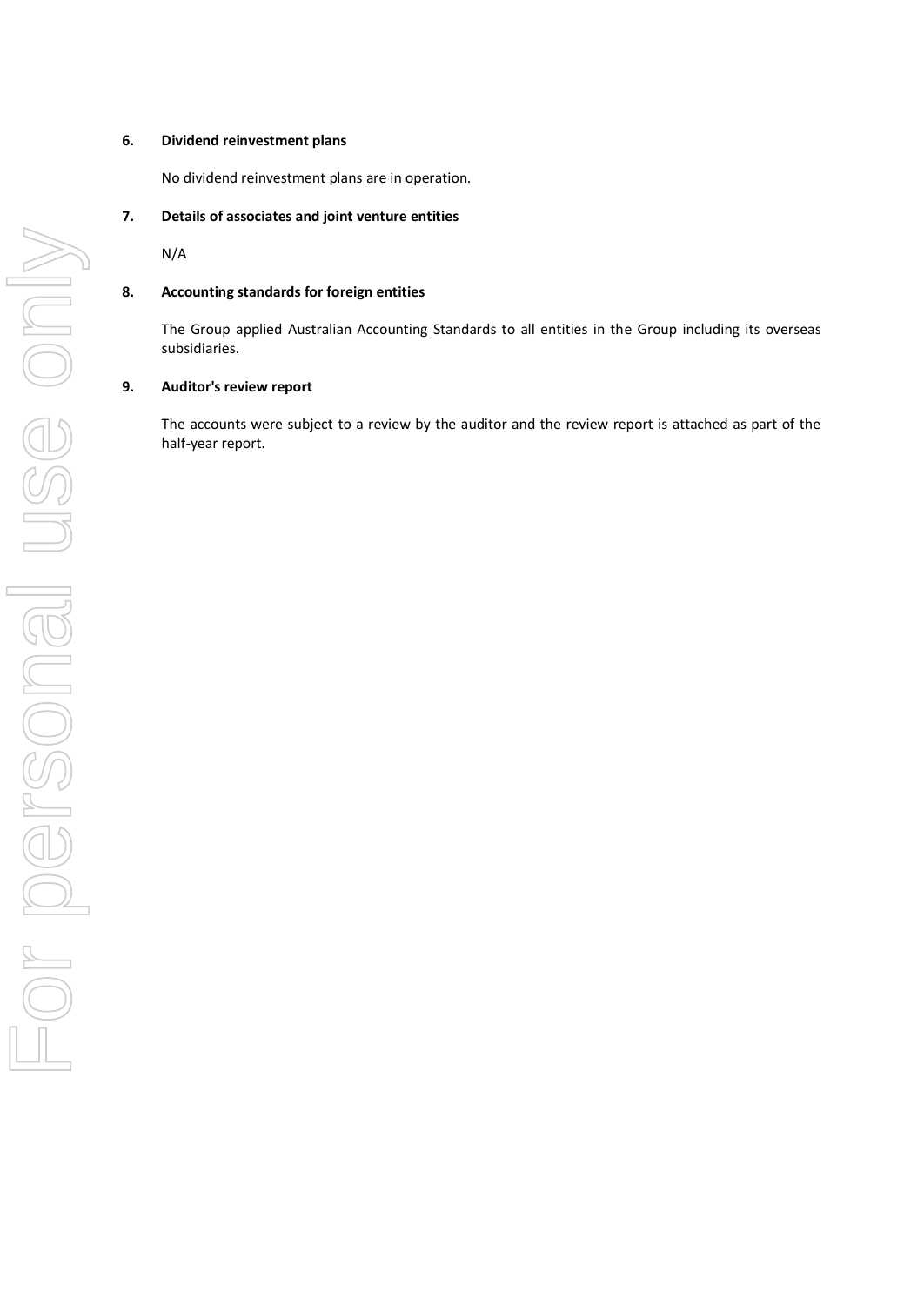**6. Dividend reinvestment plans**

No dividend reinvestment plans are in operation.

**7. Details of associates and joint venture entities**

N/A

**8. Accounting standards for foreign entities**

The Group applied Australian Accounting Standards to all entities in the Group including its overseas subsidiaries.

**9. Auditor's review report**

The accounts were subject to a review by the auditor and the review report is attached as part of the half-year report.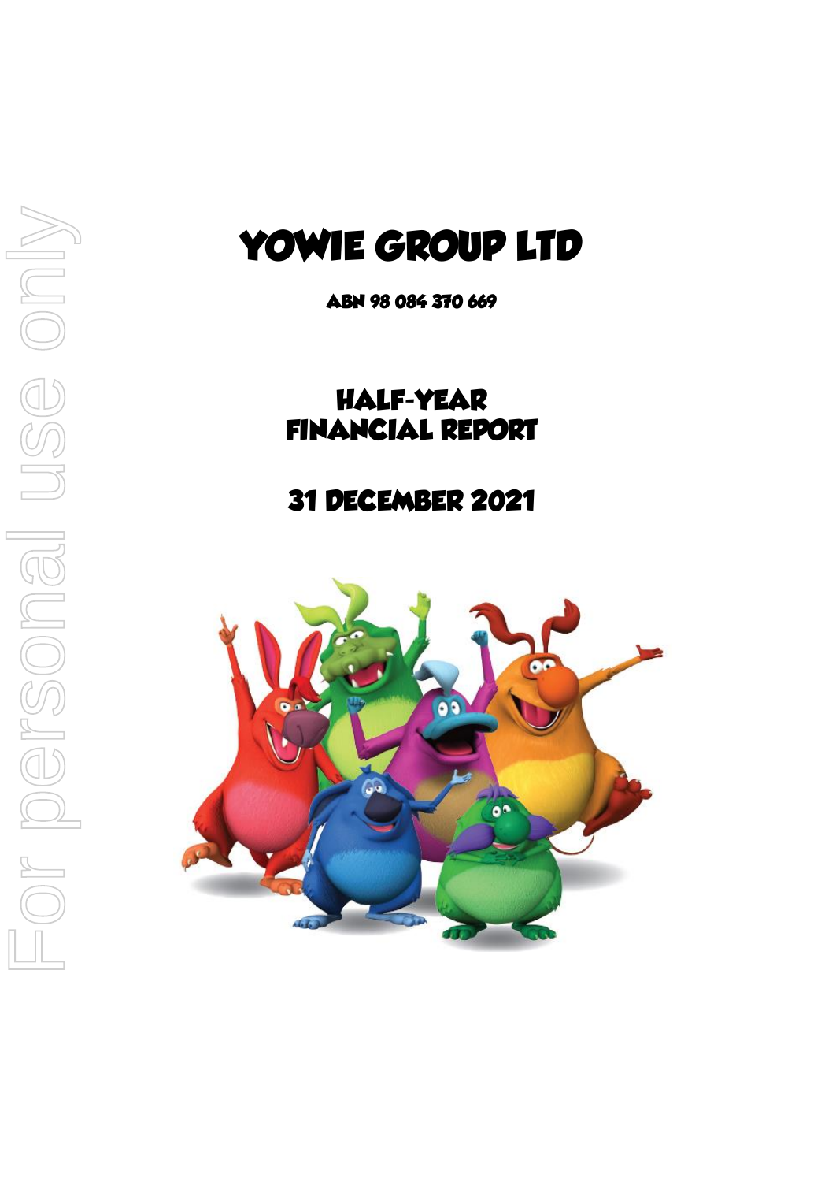# YOWIE GROUP LTD

ABN 98 084 370 669

## HALF-YEAR FINANCIAL REPORT

## 31 DECEMBER 2021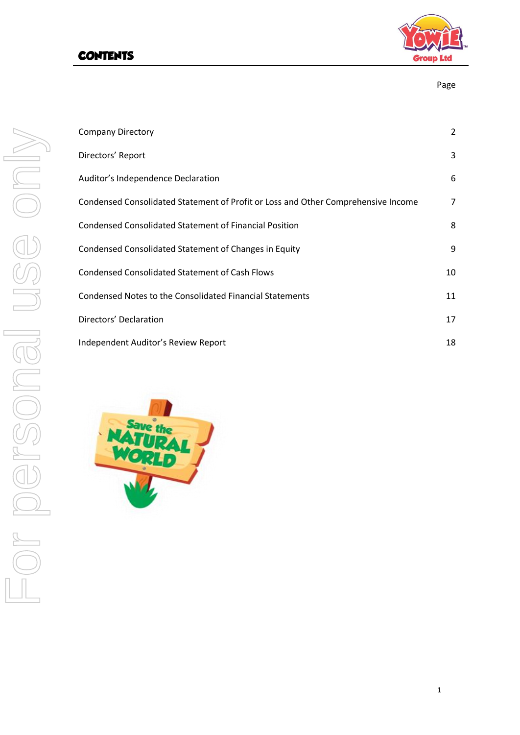# CONTENTS

| | Page |
|---|---|
| Company Directory | 2 |
| Directors' Report | 3 |
| Auditor's Independence Declaration | 6 |
| Condensed Consolidated Statement of Profit or Loss and Other Comprehensive Income | 7 |
| Condensed Consolidated Statement of Financial Position | 8 |
| Condensed Consolidated Statement of Changes in Equity | 9 |
| Condensed Consolidated Statement of Cash Flows | 10 |
| Condensed Notes to the Consolidated Financial Statements | 11 |
| Directors' Declaration | 17 |
| Independent Auditor's Review Report | 18 |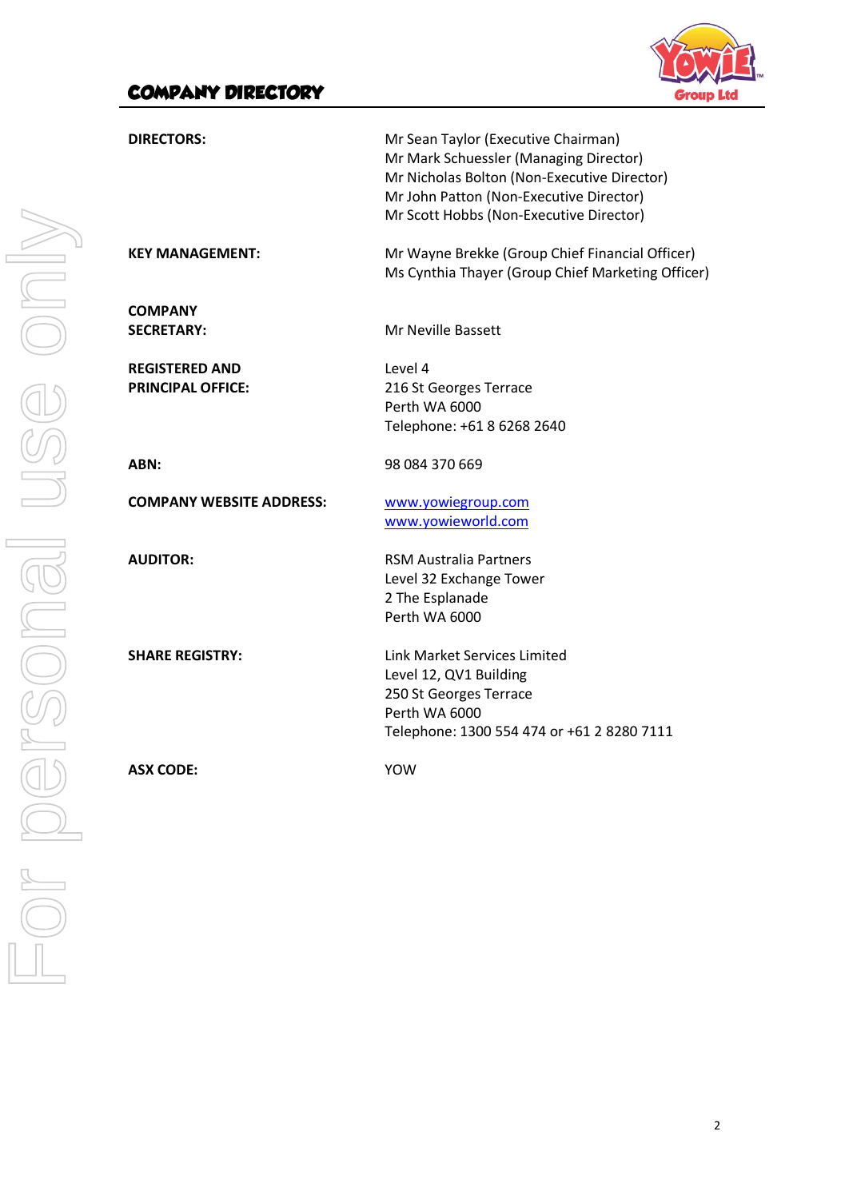# COMPANY DIRECTORY

| | |
|---|---|
| **DIRECTORS:** | Mr Sean Taylor (Executive Chairman)<br>Mr Mark Schuessler (Managing Director)<br>Mr Nicholas Bolton (Non-Executive Director)<br>Mr John Patton (Non-Executive Director)<br>Mr Scott Hobbs (Non-Executive Director) |
| **KEY MANAGEMENT:** | Mr Wayne Brekke (Group Chief Financial Officer)<br>Ms Cynthia Thayer (Group Chief Marketing Officer) |
| **COMPANY SECRETARY:** | Mr Neville Bassett |
| **REGISTERED AND PRINCIPAL OFFICE:** | Level 4<br>216 St Georges Terrace<br>Perth WA 6000<br>Telephone: +61 8 6268 2640 |
| **ABN:** | 98 084 370 669 |
| **COMPANY WEBSITE ADDRESS:** | www.yowiegroup.com<br>www.yowieworld.com |
| **AUDITOR:** | RSM Australia Partners<br>Level 32 Exchange Tower<br>2 The Esplanade<br>Perth WA 6000 |
| **SHARE REGISTRY:** | Link Market Services Limited<br>Level 12, QV1 Building<br>250 St Georges Terrace<br>Perth WA 6000<br>Telephone: 1300 554 474 or +61 2 8280 7111 |
| **ASX CODE:** | YOW |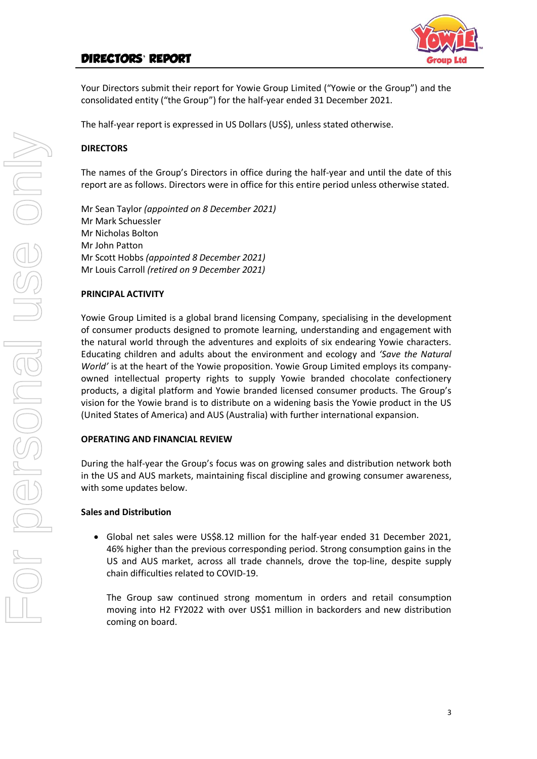# DIRECTORS' REPORT

Your Directors submit their report for Yowie Group Limited ("Yowie or the Group") and the consolidated entity ("the Group") for the half-year ended 31 December 2021.

The half-year report is expressed in US Dollars (US$), unless stated otherwise.

**DIRECTORS**

The names of the Group's Directors in office during the half-year and until the date of this report are as follows. Directors were in office for this entire period unless otherwise stated.

Mr Sean Taylor *(appointed on 8 December 2021)*
Mr Mark Schuessler
Mr Nicholas Bolton
Mr John Patton
Mr Scott Hobbs *(appointed 8 December 2021)*
Mr Louis Carroll *(retired on 9 December 2021)*

**PRINCIPAL ACTIVITY**

Yowie Group Limited is a global brand licensing Company, specialising in the development of consumer products designed to promote learning, understanding and engagement with the natural world through the adventures and exploits of six endearing Yowie characters. Educating children and adults about the environment and ecology and *'Save the Natural World'* is at the heart of the Yowie proposition. Yowie Group Limited employs its company-owned intellectual property rights to supply Yowie branded chocolate confectionery products, a digital platform and Yowie branded licensed consumer products. The Group's vision for the Yowie brand is to distribute on a widening basis the Yowie product in the US (United States of America) and AUS (Australia) with further international expansion.

**OPERATING AND FINANCIAL REVIEW**

During the half-year the Group's focus was on growing sales and distribution network both in the US and AUS markets, maintaining fiscal discipline and growing consumer awareness, with some updates below.

**Sales and Distribution**

- Global net sales were US$8.12 million for the half-year ended 31 December 2021, 46% higher than the previous corresponding period. Strong consumption gains in the US and AUS market, across all trade channels, drove the top-line, despite supply chain difficulties related to COVID-19.

  The Group saw continued strong momentum in orders and retail consumption moving into H2 FY2022 with over US$1 million in backorders and new distribution coming on board.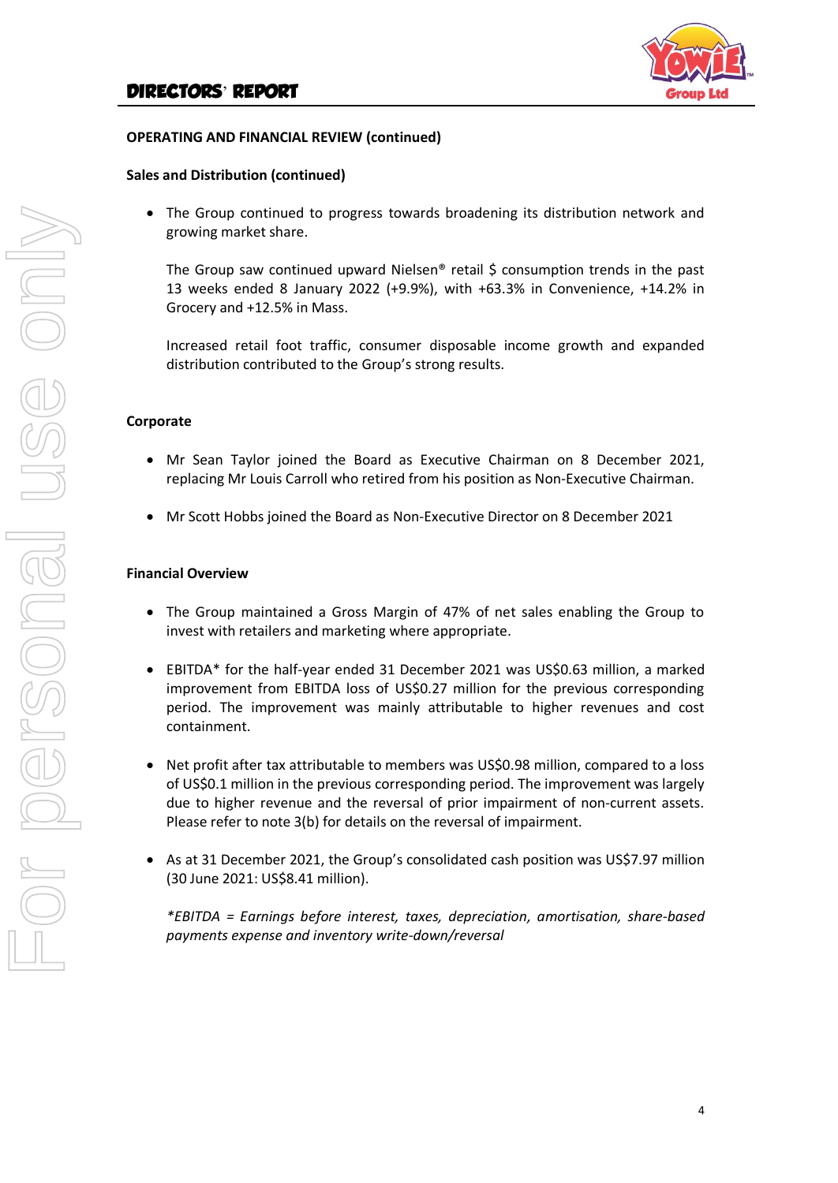## OPERATING AND FINANCIAL REVIEW (continued)

### Sales and Distribution (continued)

- The Group continued to progress towards broadening its distribution network and growing market share.

  The Group saw continued upward Nielsen® retail $ consumption trends in the past 13 weeks ended 8 January 2022 (+9.9%), with +63.3% in Convenience, +14.2% in Grocery and +12.5% in Mass.

  Increased retail foot traffic, consumer disposable income growth and expanded distribution contributed to the Group's strong results.

### Corporate

- Mr Sean Taylor joined the Board as Executive Chairman on 8 December 2021, replacing Mr Louis Carroll who retired from his position as Non-Executive Chairman.
- Mr Scott Hobbs joined the Board as Non-Executive Director on 8 December 2021

### Financial Overview

- The Group maintained a Gross Margin of 47% of net sales enabling the Group to invest with retailers and marketing where appropriate.
- EBITDA* for the half-year ended 31 December 2021 was US$0.63 million, a marked improvement from EBITDA loss of US$0.27 million for the previous corresponding period. The improvement was mainly attributable to higher revenues and cost containment.
- Net profit after tax attributable to members was US$0.98 million, compared to a loss of US$0.1 million in the previous corresponding period. The improvement was largely due to higher revenue and the reversal of prior impairment of non-current assets. Please refer to note 3(b) for details on the reversal of impairment.
- As at 31 December 2021, the Group's consolidated cash position was US$7.97 million (30 June 2021: US$8.41 million).

  *\*EBITDA = Earnings before interest, taxes, depreciation, amortisation, share-based payments expense and inventory write-down/reversal*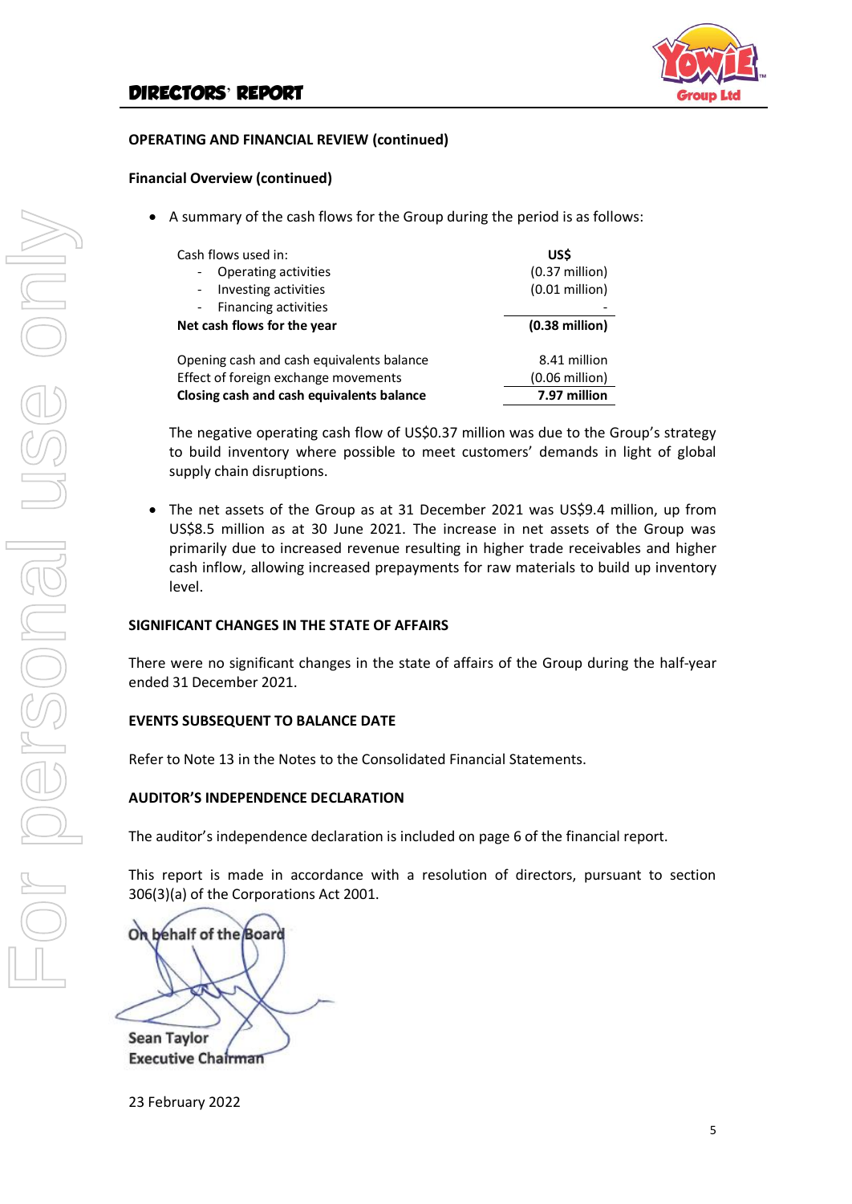## OPERATING AND FINANCIAL REVIEW (continued)

### Financial Overview (continued)

- A summary of the cash flows for the Group during the period is as follows:

| Cash flows used in: | US$ |
|---|---|
| - Operating activities | (0.37 million) |
| - Investing activities | (0.01 million) |
| - Financing activities | - |
| **Net cash flows for the year** | **(0.38 million)** |
| | |
| Opening cash and cash equivalents balance | 8.41 million |
| Effect of foreign exchange movements | (0.06 million) |
| **Closing cash and cash equivalents balance** | **7.97 million** |

  The negative operating cash flow of US$0.37 million was due to the Group's strategy to build inventory where possible to meet customers' demands in light of global supply chain disruptions.

- The net assets of the Group as at 31 December 2021 was US$9.4 million, up from US$8.5 million as at 30 June 2021. The increase in net assets of the Group was primarily due to increased revenue resulting in higher trade receivables and higher cash inflow, allowing increased prepayments for raw materials to build up inventory level.

## SIGNIFICANT CHANGES IN THE STATE OF AFFAIRS

There were no significant changes in the state of affairs of the Group during the half-year ended 31 December 2021.

## EVENTS SUBSEQUENT TO BALANCE DATE

Refer to Note 13 in the Notes to the Consolidated Financial Statements.

## AUDITOR'S INDEPENDENCE DECLARATION

The auditor's independence declaration is included on page 6 of the financial report.

This report is made in accordance with a resolution of directors, pursuant to section 306(3)(a) of the Corporations Act 2001.

On behalf of the Board

Sean Taylor
Executive Chairman

23 February 2022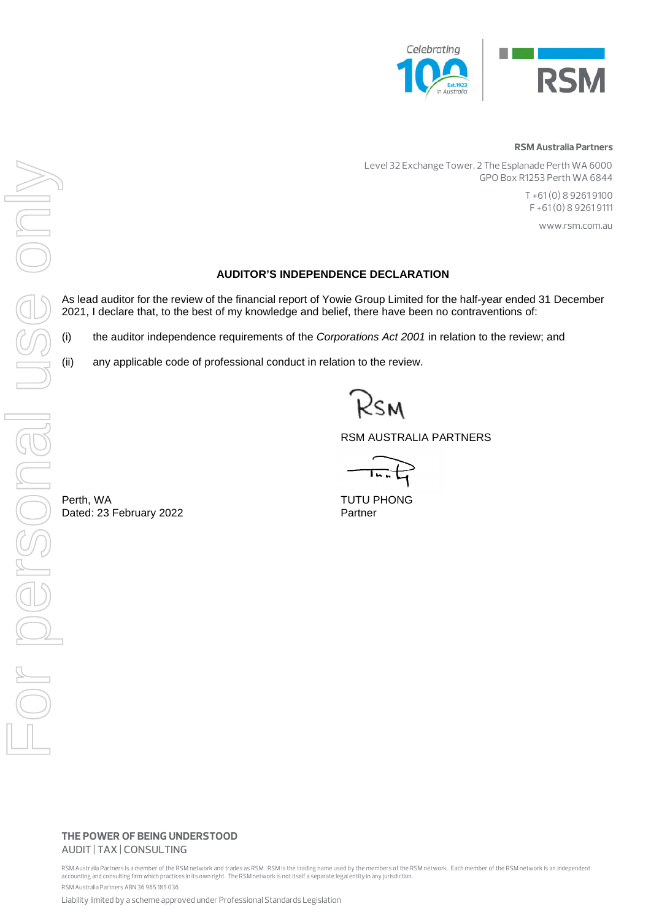**RSM Australia Partners**

Level 32 Exchange Tower, 2 The Esplanade Perth WA 6000
GPO Box R1253 Perth WA 6844

T +61 (0) 8 9261 9100
F +61 (0) 8 9261 9111

www.rsm.com.au

## AUDITOR'S INDEPENDENCE DECLARATION

As lead auditor for the review of the financial report of Yowie Group Limited for the half-year ended 31 December 2021, I declare that, to the best of my knowledge and belief, there have been no contraventions of:

(i) the auditor independence requirements of the *Corporations Act 2001* in relation to the review; and

(ii) any applicable code of professional conduct in relation to the review.

RSM AUSTRALIA PARTNERS

TUTU PHONG
Partner

Perth, WA
Dated: 23 February 2022

**THE POWER OF BEING UNDERSTOOD**
AUDIT | TAX | CONSULTING

RSM Australia Partners is a member of the RSM network and trades as RSM. RSM is the trading name used by the members of the RSM network. Each member of the RSM network is an independent accounting and consulting firm which practices in its own right. The RSM network is not itself a separate legal entity in any jurisdiction.

RSM Australia Partners ABN 36 965 185 036

Liability limited by a scheme approved under Professional Standards Legislation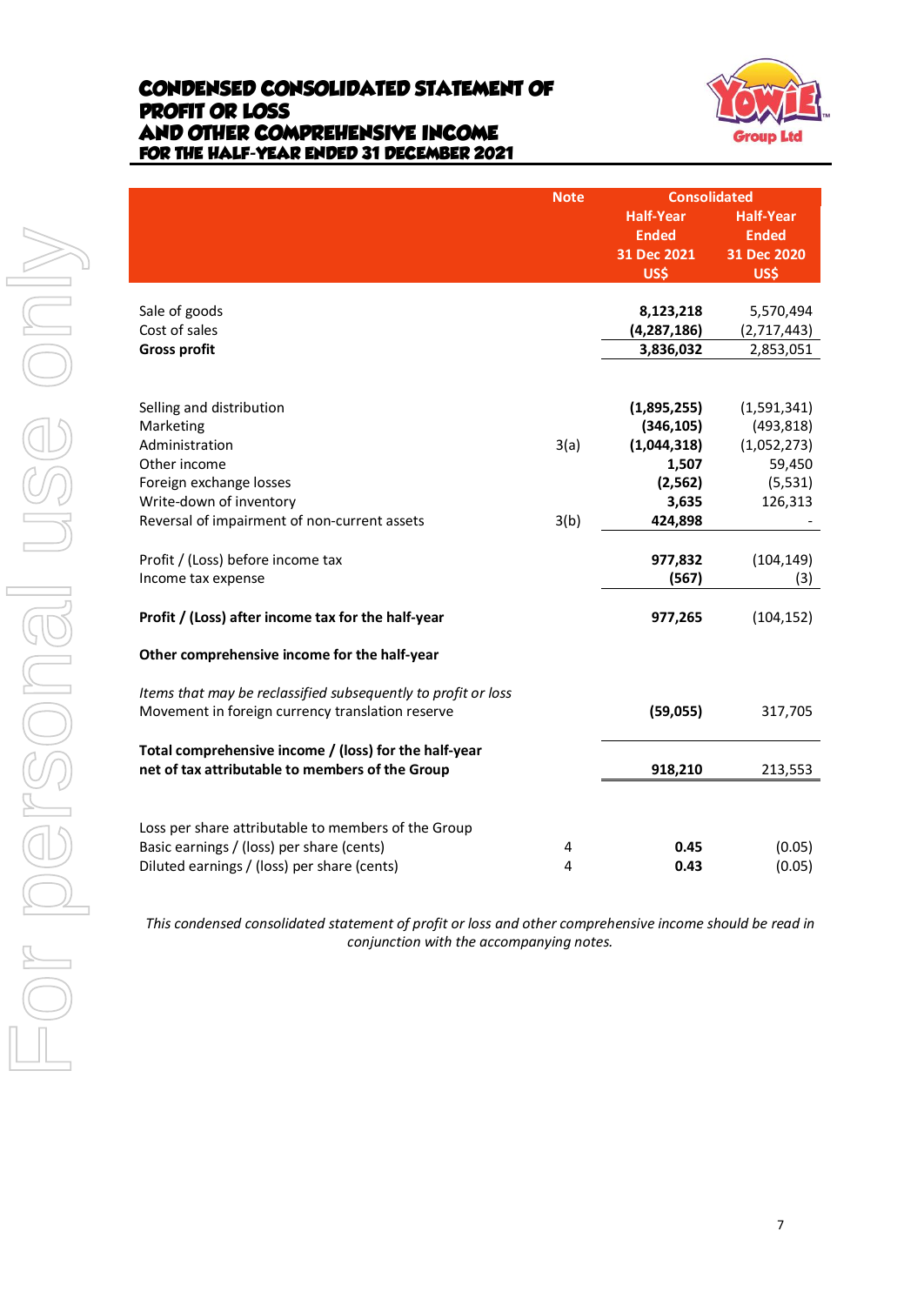# CONDENSED CONSOLIDATED STATEMENT OF PROFIT OR LOSS AND OTHER COMPREHENSIVE INCOME
## FOR THE HALF-YEAR ENDED 31 DECEMBER 2021

| | Note | Consolidated | |
|---|---|---|---|
| | | Half-Year Ended 31 Dec 2021 US$ | Half-Year Ended 31 Dec 2020 US$ |
| Sale of goods | | **8,123,218** | 5,570,494 |
| Cost of sales | | **(4,287,186)** | (2,717,443) |
| **Gross profit** | | **3,836,032** | 2,853,051 |
| | | | |
| Selling and distribution | | **(1,895,255)** | (1,591,341) |
| Marketing | | **(346,105)** | (493,818) |
| Administration | 3(a) | **(1,044,318)** | (1,052,273) |
| Other income | | **1,507** | 59,450 |
| Foreign exchange losses | | **(2,562)** | (5,531) |
| Write-down of inventory | | **3,635** | 126,313 |
| Reversal of impairment of non-current assets | 3(b) | **424,898** | - |
| | | | |
| Profit / (Loss) before income tax | | **977,832** | (104,149) |
| Income tax expense | | **(567)** | (3) |
| | | | |
| **Profit / (Loss) after income tax for the half-year** | | **977,265** | (104,152) |
| | | | |
| **Other comprehensive income for the half-year** | | | |
| | | | |
| *Items that may be reclassified subsequently to profit or loss* | | | |
| Movement in foreign currency translation reserve | | **(59,055)** | 317,705 |
| | | | |
| **Total comprehensive income / (loss) for the half-year net of tax attributable to members of the Group** | | **918,210** | 213,553 |
| | | | |
| Loss per share attributable to members of the Group | | | |
| Basic earnings / (loss) per share (cents) | 4 | **0.45** | (0.05) |
| Diluted earnings / (loss) per share (cents) | 4 | **0.43** | (0.05) |

*This condensed consolidated statement of profit or loss and other comprehensive income should be read in conjunction with the accompanying notes.*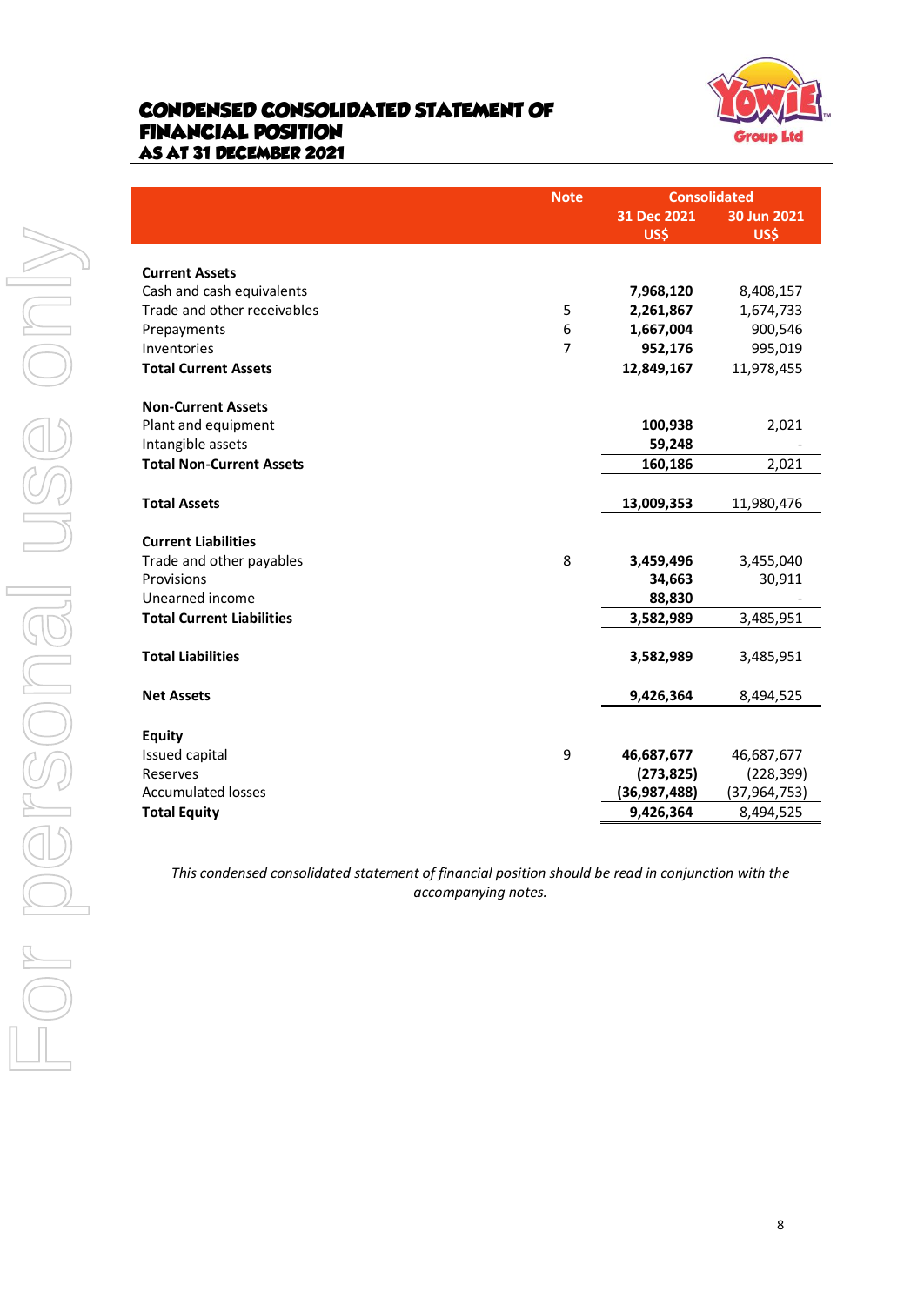# CONDENSED CONSOLIDATED STATEMENT OF FINANCIAL POSITION

## AS AT 31 DECEMBER 2021

| | Note | Consolidated | |
|---|---|---|---|
| | | 31 Dec 2021 US$ | 30 Jun 2021 US$ |
| **Current Assets** | | | |
| Cash and cash equivalents | | **7,968,120** | 8,408,157 |
| Trade and other receivables | 5 | **2,261,867** | 1,674,733 |
| Prepayments | 6 | **1,667,004** | 900,546 |
| Inventories | 7 | **952,176** | 995,019 |
| **Total Current Assets** | | **12,849,167** | 11,978,455 |
| **Non-Current Assets** | | | |
| Plant and equipment | | **100,938** | 2,021 |
| Intangible assets | | **59,248** | - |
| **Total Non-Current Assets** | | **160,186** | 2,021 |
| **Total Assets** | | **13,009,353** | 11,980,476 |
| **Current Liabilities** | | | |
| Trade and other payables | 8 | **3,459,496** | 3,455,040 |
| Provisions | | **34,663** | 30,911 |
| Unearned income | | **88,830** | - |
| **Total Current Liabilities** | | **3,582,989** | 3,485,951 |
| **Total Liabilities** | | **3,582,989** | 3,485,951 |
| **Net Assets** | | **9,426,364** | 8,494,525 |
| **Equity** | | | |
| Issued capital | 9 | **46,687,677** | 46,687,677 |
| Reserves | | **(273,825)** | (228,399) |
| Accumulated losses | | **(36,987,488)** | (37,964,753) |
| **Total Equity** | | **9,426,364** | 8,494,525 |

*This condensed consolidated statement of financial position should be read in conjunction with the accompanying notes.*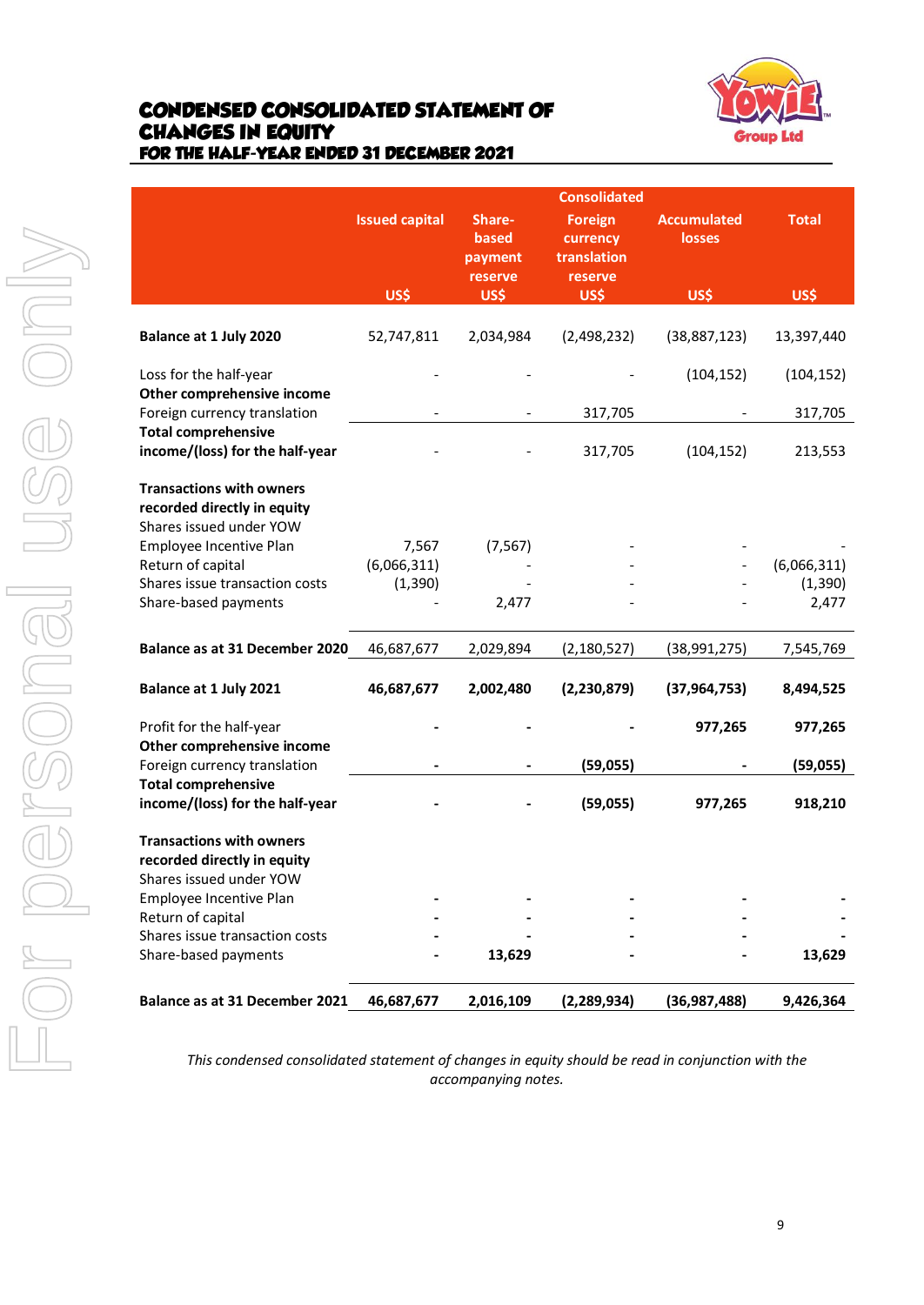# CONDENSED CONSOLIDATED STATEMENT OF CHANGES IN EQUITY
## FOR THE HALF-YEAR ENDED 31 DECEMBER 2021

| | Consolidated | | | | |
|---|---|---|---|---|---|
| | Issued capital US$ | Share-based payment reserve US$ | Foreign currency translation reserve US$ | Accumulated losses US$ | Total US$ |
| **Balance at 1 July 2020** | 52,747,811 | 2,034,984 | (2,498,232) | (38,887,123) | 13,397,440 |
| Loss for the half-year | - | - | - | (104,152) | (104,152) |
| **Other comprehensive income** | | | | | |
| Foreign currency translation | - | - | 317,705 | - | 317,705 |
| **Total comprehensive income/(loss) for the half-year** | - | - | 317,705 | (104,152) | 213,553 |
| **Transactions with owners recorded directly in equity** | | | | | |
| Shares issued under YOW Employee Incentive Plan | 7,567 | (7,567) | - | - | - |
| Return of capital | (6,066,311) | - | - | - | (6,066,311) |
| Shares issue transaction costs | (1,390) | - | - | - | (1,390) |
| Share-based payments | - | 2,477 | - | - | 2,477 |
| **Balance as at 31 December 2020** | 46,687,677 | 2,029,894 | (2,180,527) | (38,991,275) | 7,545,769 |
| **Balance at 1 July 2021** | **46,687,677** | **2,002,480** | **(2,230,879)** | **(37,964,753)** | **8,494,525** |
| Profit for the half-year | **-** | **-** | **-** | **977,265** | **977,265** |
| **Other comprehensive income** | | | | | |
| Foreign currency translation | **-** | **-** | **(59,055)** | **-** | **(59,055)** |
| **Total comprehensive income/(loss) for the half-year** | **-** | **-** | **(59,055)** | **977,265** | **918,210** |
| **Transactions with owners recorded directly in equity** | | | | | |
| Shares issued under YOW Employee Incentive Plan | **-** | **-** | **-** | **-** | **-** |
| Return of capital | **-** | **-** | **-** | **-** | **-** |
| Shares issue transaction costs | **-** | **-** | **-** | **-** | **-** |
| Share-based payments | **-** | **13,629** | **-** | **-** | **13,629** |
| **Balance as at 31 December 2021** | **46,687,677** | **2,016,109** | **(2,289,934)** | **(36,987,488)** | **9,426,364** |

*This condensed consolidated statement of changes in equity should be read in conjunction with the accompanying notes.*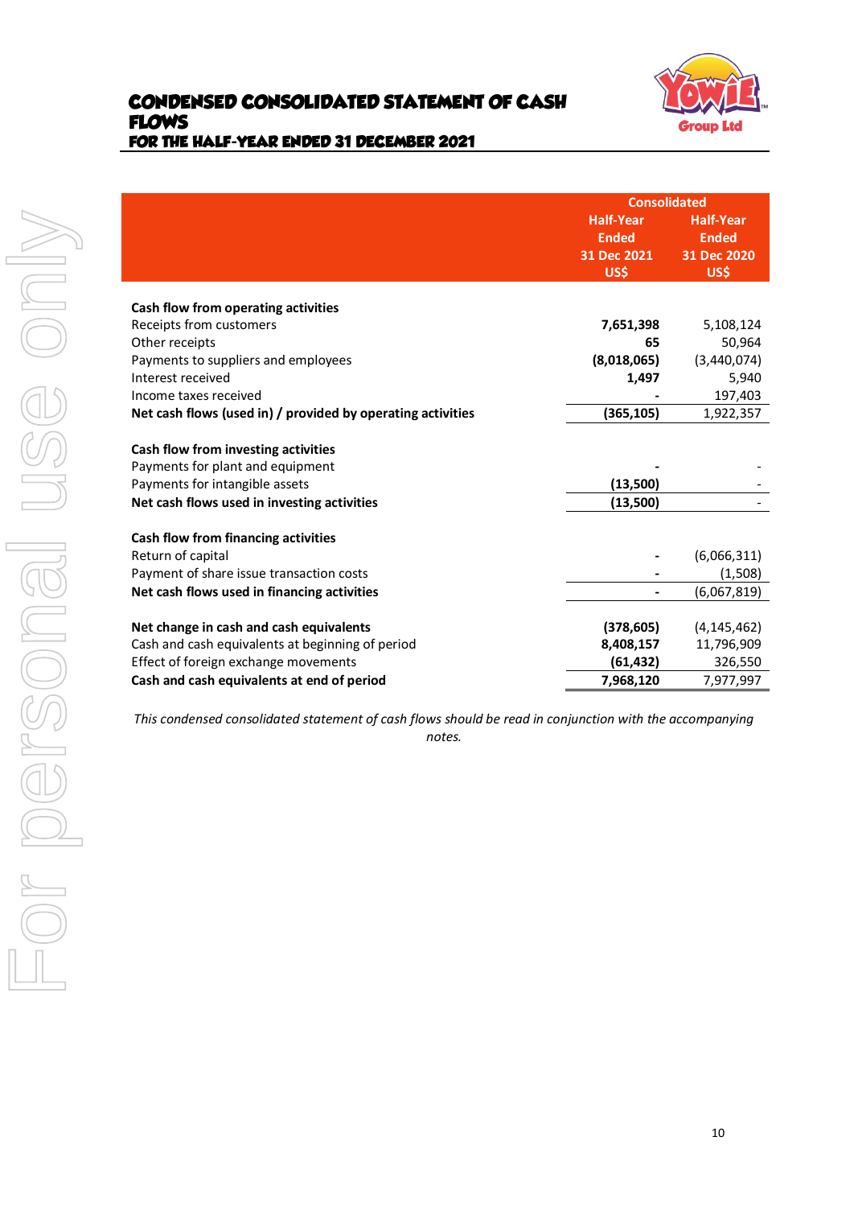# CONDENSED CONSOLIDATED STATEMENT OF CASH FLOWS
## FOR THE HALF-YEAR ENDED 31 DECEMBER 2021

| | Consolidated | |
|---|---|---|
| | Half-Year Ended 31 Dec 2021 US$ | Half-Year Ended 31 Dec 2020 US$ |
| **Cash flow from operating activities** | | |
| Receipts from customers | **7,651,398** | 5,108,124 |
| Other receipts | **65** | 50,964 |
| Payments to suppliers and employees | **(8,018,065)** | (3,440,074) |
| Interest received | **1,497** | 5,940 |
| Income taxes received | **-** | 197,403 |
| **Net cash flows (used in) / provided by operating activities** | **(365,105)** | 1,922,357 |
| **Cash flow from investing activities** | | |
| Payments for plant and equipment | **-** | - |
| Payments for intangible assets | **(13,500)** | - |
| **Net cash flows used in investing activities** | **(13,500)** | - |
| **Cash flow from financing activities** | | |
| Return of capital | **-** | (6,066,311) |
| Payment of share issue transaction costs | **-** | (1,508) |
| **Net cash flows used in financing activities** | **-** | (6,067,819) |
| **Net change in cash and cash equivalents** | **(378,605)** | (4,145,462) |
| Cash and cash equivalents at beginning of period | **8,408,157** | 11,796,909 |
| Effect of foreign exchange movements | **(61,432)** | 326,550 |
| **Cash and cash equivalents at end of period** | **7,968,120** | 7,977,997 |

*This condensed consolidated statement of cash flows should be read in conjunction with the accompanying notes.*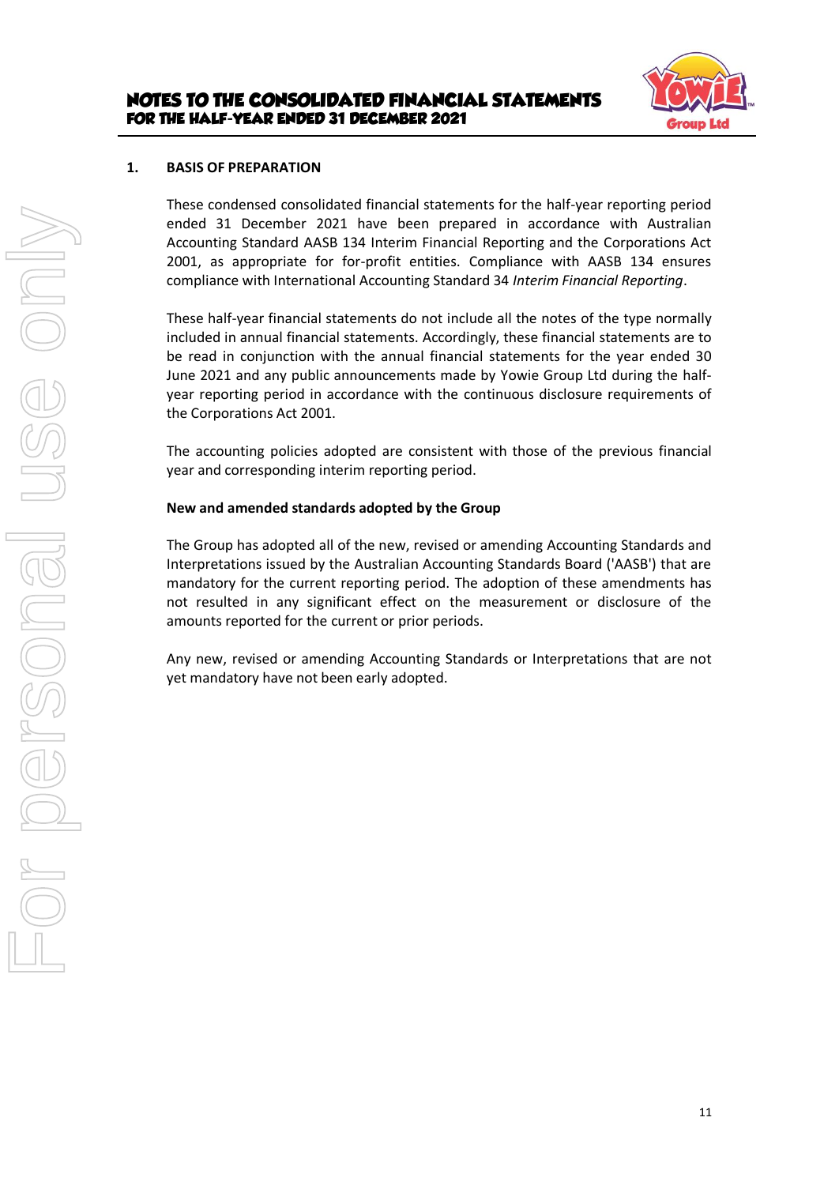## 1. BASIS OF PREPARATION

These condensed consolidated financial statements for the half-year reporting period ended 31 December 2021 have been prepared in accordance with Australian Accounting Standard AASB 134 Interim Financial Reporting and the Corporations Act 2001, as appropriate for for-profit entities. Compliance with AASB 134 ensures compliance with International Accounting Standard 34 *Interim Financial Reporting*.

These half-year financial statements do not include all the notes of the type normally included in annual financial statements. Accordingly, these financial statements are to be read in conjunction with the annual financial statements for the year ended 30 June 2021 and any public announcements made by Yowie Group Ltd during the half-year reporting period in accordance with the continuous disclosure requirements of the Corporations Act 2001.

The accounting policies adopted are consistent with those of the previous financial year and corresponding interim reporting period.

**New and amended standards adopted by the Group**

The Group has adopted all of the new, revised or amending Accounting Standards and Interpretations issued by the Australian Accounting Standards Board ('AASB') that are mandatory for the current reporting period. The adoption of these amendments has not resulted in any significant effect on the measurement or disclosure of the amounts reported for the current or prior periods.

Any new, revised or amending Accounting Standards or Interpretations that are not yet mandatory have not been early adopted.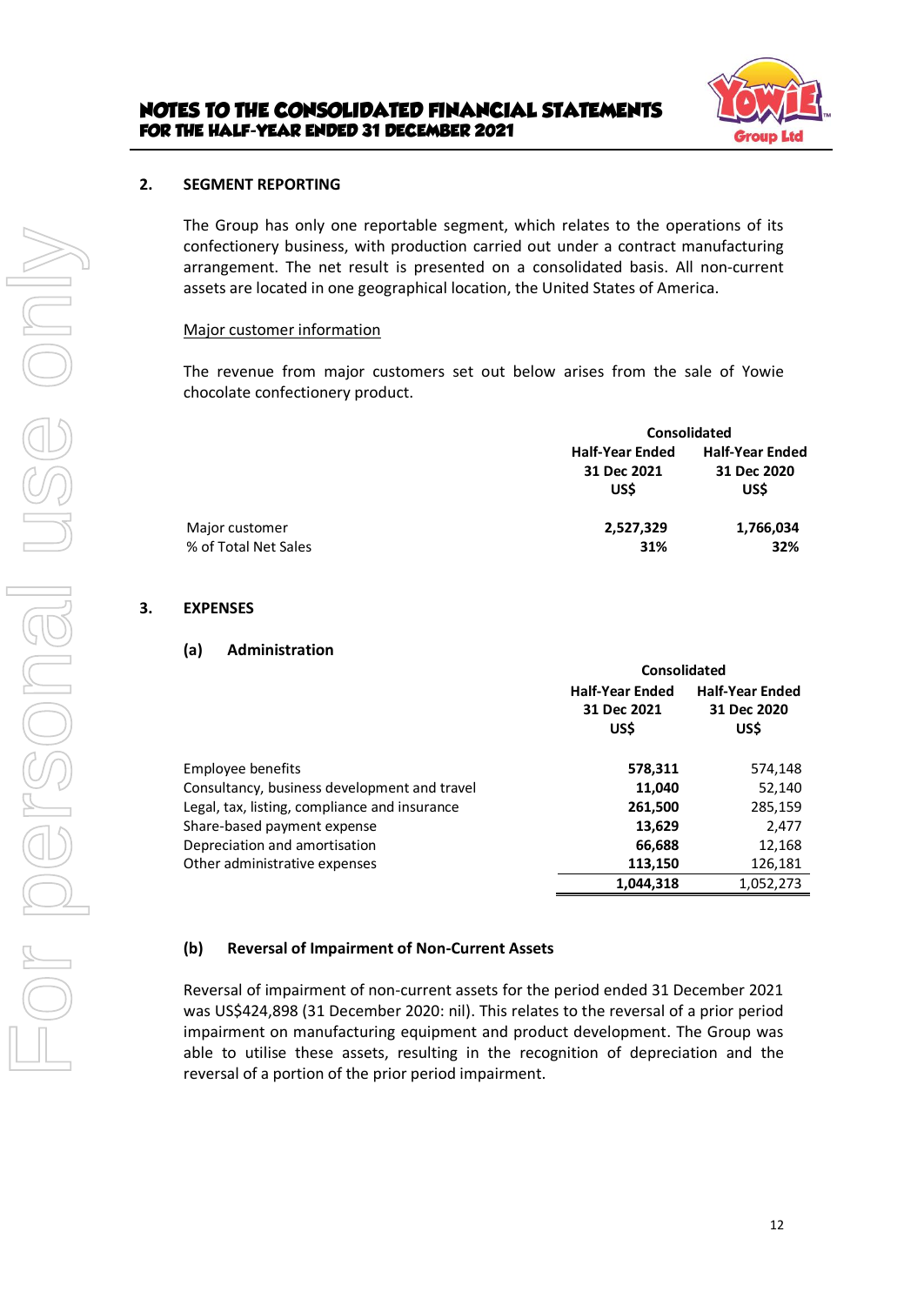## 2. SEGMENT REPORTING

The Group has only one reportable segment, which relates to the operations of its confectionery business, with production carried out under a contract manufacturing arrangement. The net result is presented on a consolidated basis. All non-current assets are located in one geographical location, the United States of America.

Major customer information

The revenue from major customers set out below arises from the sale of Yowie chocolate confectionery product.

| | Consolidated | |
|---|---|---|
| | Half-Year Ended 31 Dec 2021 US$ | Half-Year Ended 31 Dec 2020 US$ |
| Major customer | **2,527,329** | **1,766,034** |
| % of Total Net Sales | **31%** | **32%** |

## 3. EXPENSES

### (a) Administration

| | Consolidated | |
|---|---|---|
| | Half-Year Ended 31 Dec 2021 US$ | Half-Year Ended 31 Dec 2020 US$ |
| Employee benefits | **578,311** | 574,148 |
| Consultancy, business development and travel | **11,040** | 52,140 |
| Legal, tax, listing, compliance and insurance | **261,500** | 285,159 |
| Share-based payment expense | **13,629** | 2,477 |
| Depreciation and amortisation | **66,688** | 12,168 |
| Other administrative expenses | **113,150** | 126,181 |
| | **1,044,318** | 1,052,273 |

### (b) Reversal of Impairment of Non-Current Assets

Reversal of impairment of non-current assets for the period ended 31 December 2021 was US$424,898 (31 December 2020: nil). This relates to the reversal of a prior period impairment on manufacturing equipment and product development. The Group was able to utilise these assets, resulting in the recognition of depreciation and the reversal of a portion of the prior period impairment.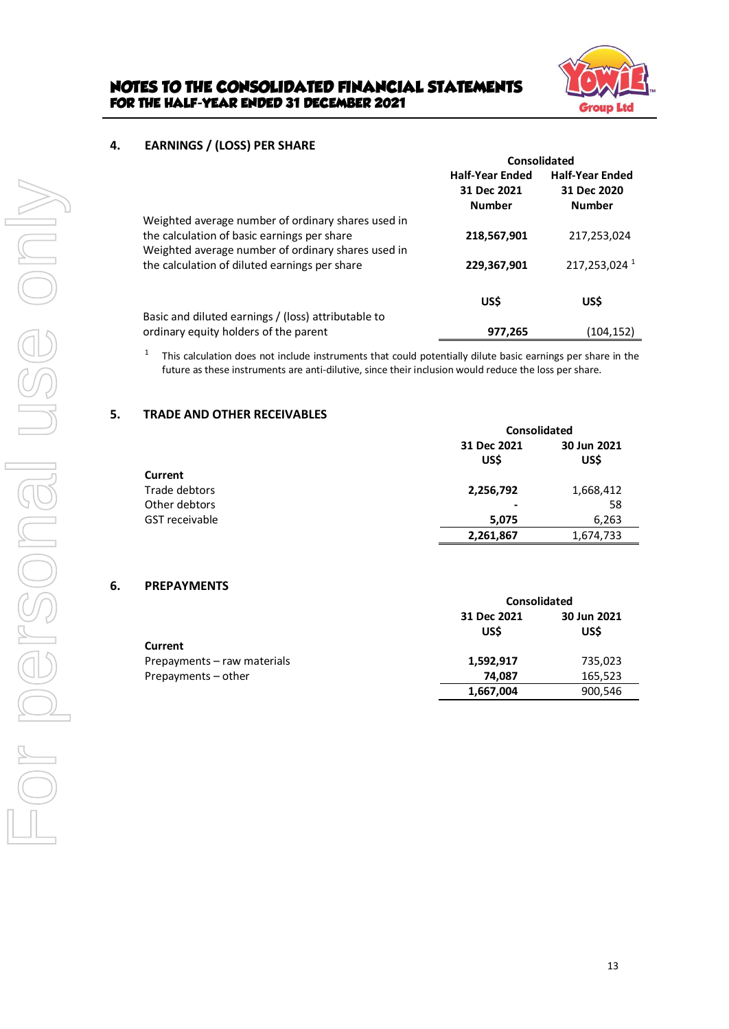## 4. EARNINGS / (LOSS) PER SHARE

| | Consolidated | |
|---|---|---|
| | Half-Year Ended 31 Dec 2021 Number | Half-Year Ended 31 Dec 2020 Number |
| Weighted average number of ordinary shares used in the calculation of basic earnings per share | **218,567,901** | 217,253,024 |
| Weighted average number of ordinary shares used in the calculation of diluted earnings per share | **229,367,901** | 217,253,024 [1] |
| | **US$** | **US$** |
| Basic and diluted earnings / (loss) attributable to ordinary equity holders of the parent | **977,265** | (104,152) |

[1] This calculation does not include instruments that could potentially dilute basic earnings per share in the future as these instruments are anti-dilutive, since their inclusion would reduce the loss per share.

## 5. TRADE AND OTHER RECEIVABLES

| | Consolidated | |
|---|---|---|
| | 31 Dec 2021 US$ | 30 Jun 2021 US$ |
| **Current** | | |
| Trade debtors | **2,256,792** | 1,668,412 |
| Other debtors | **-** | 58 |
| GST receivable | **5,075** | 6,263 |
| | **2,261,867** | 1,674,733 |

## 6. PREPAYMENTS

| | Consolidated | |
|---|---|---|
| | 31 Dec 2021 US$ | 30 Jun 2021 US$ |
| **Current** | | |
| Prepayments – raw materials | **1,592,917** | 735,023 |
| Prepayments – other | **74,087** | 165,523 |
| | **1,667,004** | 900,546 |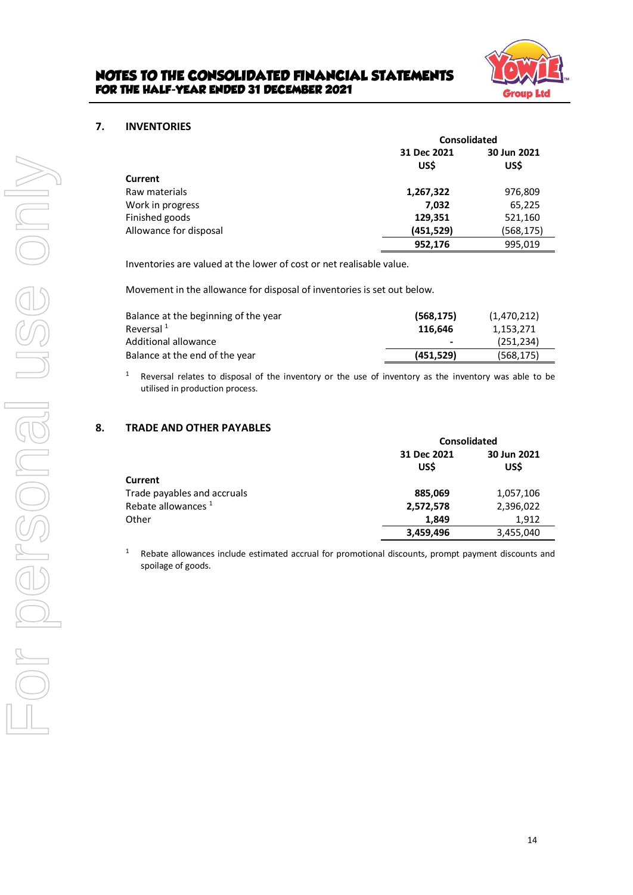## 7. INVENTORIES

| | Consolidated | |
|---|---|---|
| | **31 Dec 2021 US$** | **30 Jun 2021 US$** |
| **Current** | | |
| Raw materials | **1,267,322** | 976,809 |
| Work in progress | **7,032** | 65,225 |
| Finished goods | **129,351** | 521,160 |
| Allowance for disposal | **(451,529)** | (568,175) |
| | **952,176** | 995,019 |

Inventories are valued at the lower of cost or net realisable value.

Movement in the allowance for disposal of inventories is set out below.

| | 31 Dec 2021 US$ | 30 Jun 2021 US$ |
|---|---|---|
| Balance at the beginning of the year | **(568,175)** | (1,470,212) |
| Reversal [1] | **116,646** | 1,153,271 |
| Additional allowance | **-** | (251,234) |
| Balance at the end of the year | **(451,529)** | (568,175) |

[1] Reversal relates to disposal of the inventory or the use of inventory as the inventory was able to be utilised in production process.

## 8. TRADE AND OTHER PAYABLES

| | Consolidated | |
|---|---|---|
| | **31 Dec 2021 US$** | **30 Jun 2021 US$** |
| **Current** | | |
| Trade payables and accruals | **885,069** | 1,057,106 |
| Rebate allowances [1] | **2,572,578** | 2,396,022 |
| Other | **1,849** | 1,912 |
| | **3,459,496** | 3,455,040 |

[1] Rebate allowances include estimated accrual for promotional discounts, prompt payment discounts and spoilage of goods.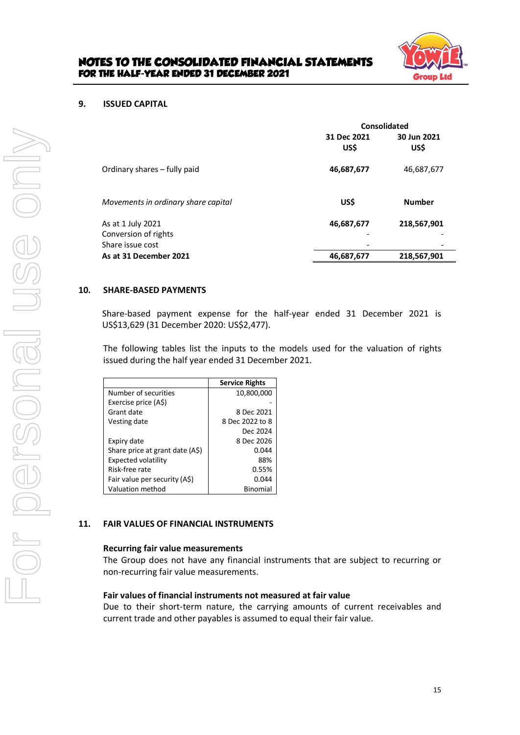## 9. ISSUED CAPITAL

| | Consolidated | |
|---|---|---|
| | 31 Dec 2021<br>US$ | 30 Jun 2021<br>US$ |
| Ordinary shares – fully paid | **46,687,677** | 46,687,677 |

| *Movements in ordinary share capital* | US$ | Number |
|---|---|---|
| As at 1 July 2021 | **46,687,677** | **218,567,901** |
| Conversion of rights | - | - |
| Share issue cost | - | - |
| **As at 31 December 2021** | **46,687,677** | **218,567,901** |

## 10. SHARE-BASED PAYMENTS

Share-based payment expense for the half-year ended 31 December 2021 is US$13,629 (31 December 2020: US$2,477).

The following tables list the inputs to the models used for the valuation of rights issued during the half year ended 31 December 2021.

| | Service Rights |
|---|---|
| Number of securities | 10,800,000 |
| Exercise price (A$) | - |
| Grant date | 8 Dec 2021 |
| Vesting date | 8 Dec 2022 to 8 Dec 2024 |
| Expiry date | 8 Dec 2026 |
| Share price at grant date (A$) | 0.044 |
| Expected volatility | 88% |
| Risk-free rate | 0.55% |
| Fair value per security (A$) | 0.044 |
| Valuation method | Binomial |

## 11. FAIR VALUES OF FINANCIAL INSTRUMENTS

### Recurring fair value measurements

The Group does not have any financial instruments that are subject to recurring or non-recurring fair value measurements.

### Fair values of financial instruments not measured at fair value

Due to their short-term nature, the carrying amounts of current receivables and current trade and other payables is assumed to equal their fair value.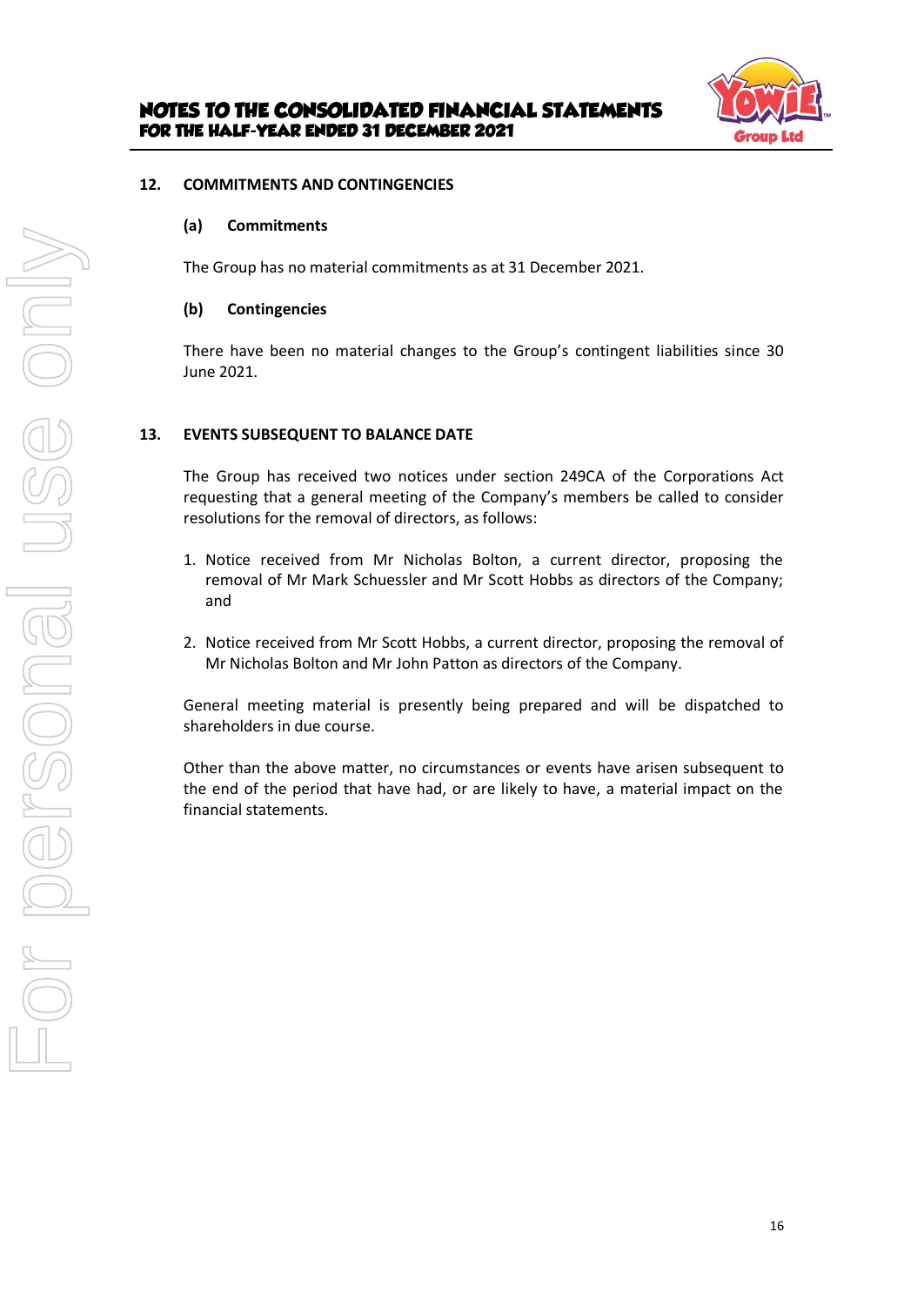## 12. COMMITMENTS AND CONTINGENCIES

### (a) Commitments

The Group has no material commitments as at 31 December 2021.

### (b) Contingencies

There have been no material changes to the Group's contingent liabilities since 30 June 2021.

## 13. EVENTS SUBSEQUENT TO BALANCE DATE

The Group has received two notices under section 249CA of the Corporations Act requesting that a general meeting of the Company's members be called to consider resolutions for the removal of directors, as follows:

1. Notice received from Mr Nicholas Bolton, a current director, proposing the removal of Mr Mark Schuessler and Mr Scott Hobbs as directors of the Company; and

2. Notice received from Mr Scott Hobbs, a current director, proposing the removal of Mr Nicholas Bolton and Mr John Patton as directors of the Company.

General meeting material is presently being prepared and will be dispatched to shareholders in due course.

Other than the above matter, no circumstances or events have arisen subsequent to the end of the period that have had, or are likely to have, a material impact on the financial statements.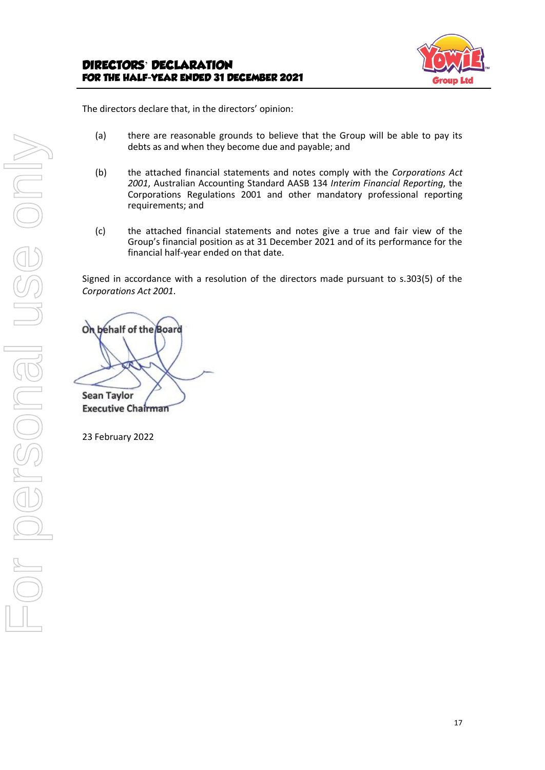# DIRECTORS' DECLARATION
## FOR THE HALF-YEAR ENDED 31 DECEMBER 2021

The directors declare that, in the directors' opinion:

(a) there are reasonable grounds to believe that the Group will be able to pay its debts as and when they become due and payable; and

(b) the attached financial statements and notes comply with the *Corporations Act 2001*, Australian Accounting Standard AASB 134 *Interim Financial Reporting*, the Corporations Regulations 2001 and other mandatory professional reporting requirements; and

(c) the attached financial statements and notes give a true and fair view of the Group's financial position as at 31 December 2021 and of its performance for the financial half-year ended on that date.

Signed in accordance with a resolution of the directors made pursuant to s.303(5) of the *Corporations Act 2001*.

**On behalf of the Board**

**Sean Taylor**
**Executive Chairman**

23 February 2022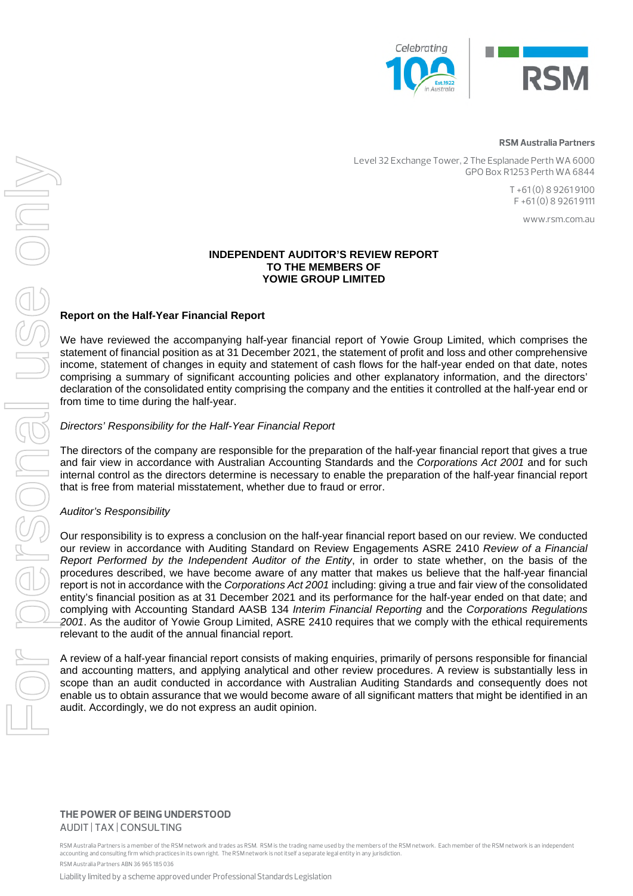**RSM Australia Partners**

Level 32 Exchange Tower, 2 The Esplanade Perth WA 6000
GPO Box R1253 Perth WA 6844

T +61 (0) 8 9261 9100
F +61 (0) 8 9261 9111

www.rsm.com.au

# INDEPENDENT AUDITOR'S REVIEW REPORT
# TO THE MEMBERS OF
# YOWIE GROUP LIMITED

## Report on the Half-Year Financial Report

We have reviewed the accompanying half-year financial report of Yowie Group Limited, which comprises the statement of financial position as at 31 December 2021, the statement of profit and loss and other comprehensive income, statement of changes in equity and statement of cash flows for the half-year ended on that date, notes comprising a summary of significant accounting policies and other explanatory information, and the directors' declaration of the consolidated entity comprising the company and the entities it controlled at the half-year end or from time to time during the half-year.

*Directors' Responsibility for the Half-Year Financial Report*

The directors of the company are responsible for the preparation of the half-year financial report that gives a true and fair view in accordance with Australian Accounting Standards and the *Corporations Act 2001* and for such internal control as the directors determine is necessary to enable the preparation of the half-year financial report that is free from material misstatement, whether due to fraud or error.

*Auditor's Responsibility*

Our responsibility is to express a conclusion on the half-year financial report based on our review. We conducted our review in accordance with Auditing Standard on Review Engagements ASRE 2410 *Review of a Financial Report Performed by the Independent Auditor of the Entity*, in order to state whether, on the basis of the procedures described, we have become aware of any matter that makes us believe that the half-year financial report is not in accordance with the *Corporations Act 2001* including: giving a true and fair view of the consolidated entity's financial position as at 31 December 2021 and its performance for the half-year ended on that date; and complying with Accounting Standard AASB 134 *Interim Financial Reporting* and the *Corporations Regulations 2001*. As the auditor of Yowie Group Limited, ASRE 2410 requires that we comply with the ethical requirements relevant to the audit of the annual financial report.

A review of a half-year financial report consists of making enquiries, primarily of persons responsible for financial and accounting matters, and applying analytical and other review procedures. A review is substantially less in scope than an audit conducted in accordance with Australian Auditing Standards and consequently does not enable us to obtain assurance that we would become aware of all significant matters that might be identified in an audit. Accordingly, we do not express an audit opinion.

**THE POWER OF BEING UNDERSTOOD**
AUDIT | TAX | CONSULTING

RSM Australia Partners is a member of the RSM network and trades as RSM. RSM is the trading name used by the members of the RSM network. Each member of the RSM network is an independent accounting and consulting firm which practices in its own right. The RSM network is not itself a separate legal entity in any jurisdiction.

RSM Australia Partners ABN 36 965 185 036

Liability limited by a scheme approved under Professional Standards Legislation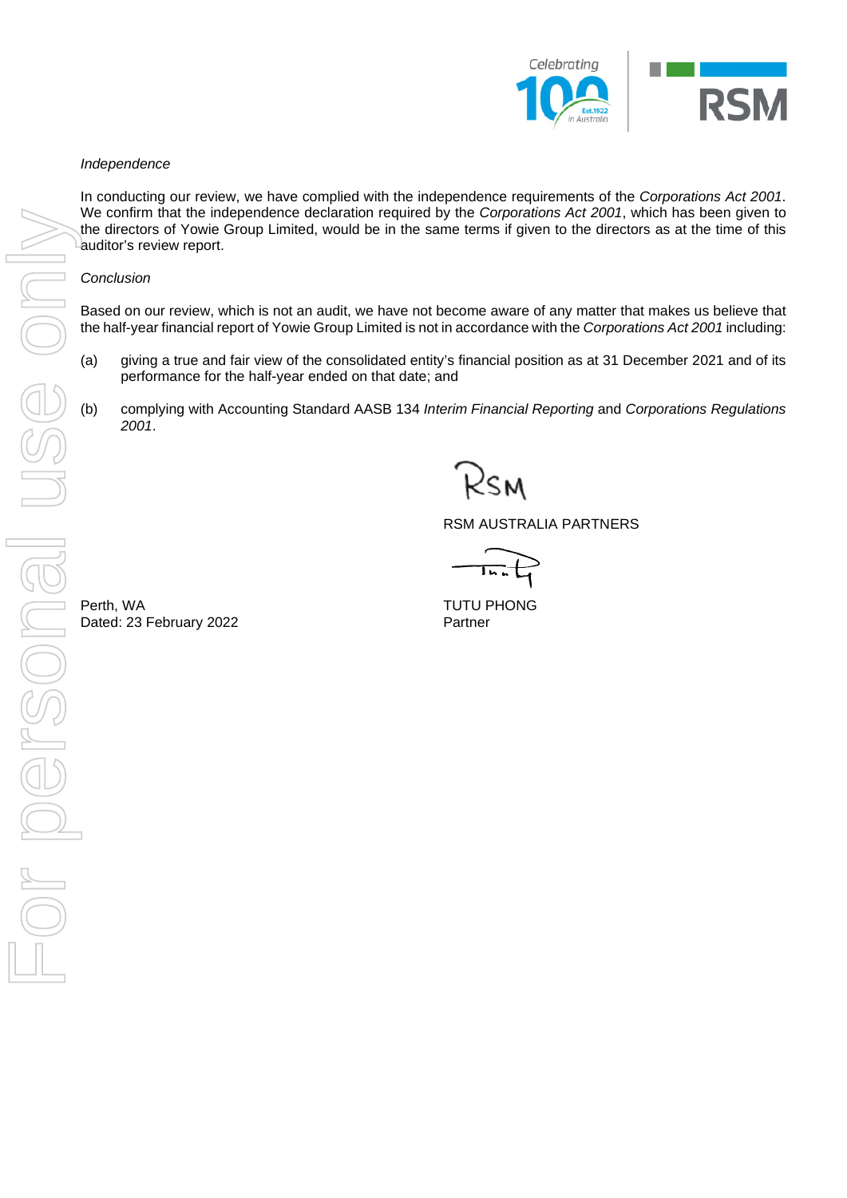*Independence*

In conducting our review, we have complied with the independence requirements of the *Corporations Act 2001*. We confirm that the independence declaration required by the *Corporations Act 2001*, which has been given to the directors of Yowie Group Limited, would be in the same terms if given to the directors as at the time of this auditor's review report.

*Conclusion*

Based on our review, which is not an audit, we have not become aware of any matter that makes us believe that the half-year financial report of Yowie Group Limited is not in accordance with the *Corporations Act 2001* including:

(a) giving a true and fair view of the consolidated entity's financial position as at 31 December 2021 and of its performance for the half-year ended on that date; and

(b) complying with Accounting Standard AASB 134 *Interim Financial Reporting* and *Corporations Regulations 2001*.

RSM AUSTRALIA PARTNERS

TUTU PHONG
Partner

Perth, WA
Dated: 23 February 2022